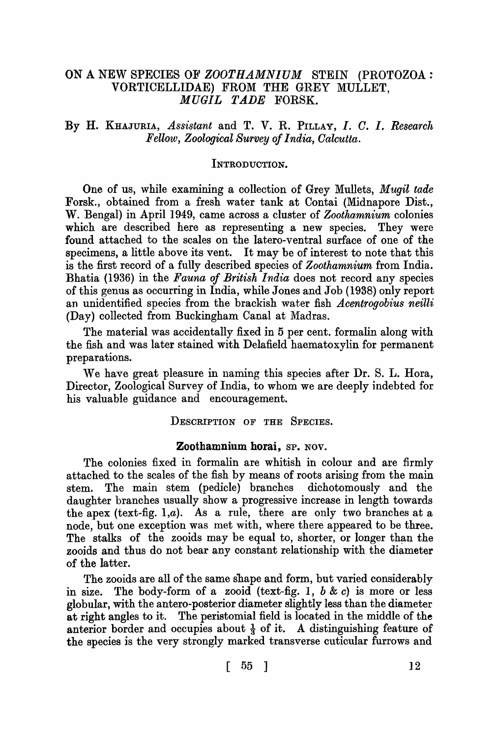# ON A NEW SPECIES OF *ZOOTHAMNIUM* STEIN (PROTOZOA: VORTICELLIDAE) FROM THE GREY MULLET, *MUGIL TADE* FORSK.

By H. KHAJURIA, *Assistant* and T. V. R. PILLAY, *I. C. I. Research Fellow, Zoological Survey of India, Calcutta.*

## INTRODUCTION.

One of us, while examining a collection of Grey Mullets, *Mugil tade* Forsk., obtained from a fresh water tank at Contai (Midnapore Dist., W. Bengal) in April 1949, came across a cluster of *Zoothamnium* colonies which are described here as representing a new species. They were found attached to the scales on the latero-ventral surface of one of the specimens, a little above its vent. It may be of interest to note that this is the first record of a fully described species of *Zoothamnium* from India. Bhatia (1936) in the *Fauna of British India* does not record any species of this genus as occurring in India, while Jones and Job (1938) only report an unidentified species from the brackish water fish *Acentrogobius neilli* (Day) collected from Buckingham Canal at Madras.

The material was accidentally fixed in 5 per cent. formalin along with the fish and was later stained with Delafield haematoxylin for permanent preparations.

We have great pleasure in naming this species after Dr. S. L. Hora, Director, Zoological Survey of India, to whom we are deeply indebted for his valuable guidance and encouragement.

## DESCRIPTION OF THE SPECIES.

### Zoothamnium horai, SP. NOV.

The colonies fixed in formalin are whitish in colour and are firmly attached to the scales of the fish by means of roots arising from the main stem. The main stem (pedicle) branches dichotomously and the daughter branches usually show a progressive increase in length towards the apex (text-fig. 1,*a*). As a rule, there are only two branches at a node, but one exception was met with, where there appeared to be three. The stalks of the zooids may be equal to, shorter, or longer than the zooids and thus do not bear any constant relationship with the diameter of the latter.

The zooids are all of the same shape and form, but varied considerably in size. The body-form of a zooid (text-fig. 1, *b* & *c*) is more or less globular, with the antero-posterior diameter slightly less than the diameter at right angles to it. The peristomial field is located in the middle of the anterior border and occupies about $\frac{1}{3}$ of it. A distinguishing feature of the species is the very strongly marked transverse cuticular furrows and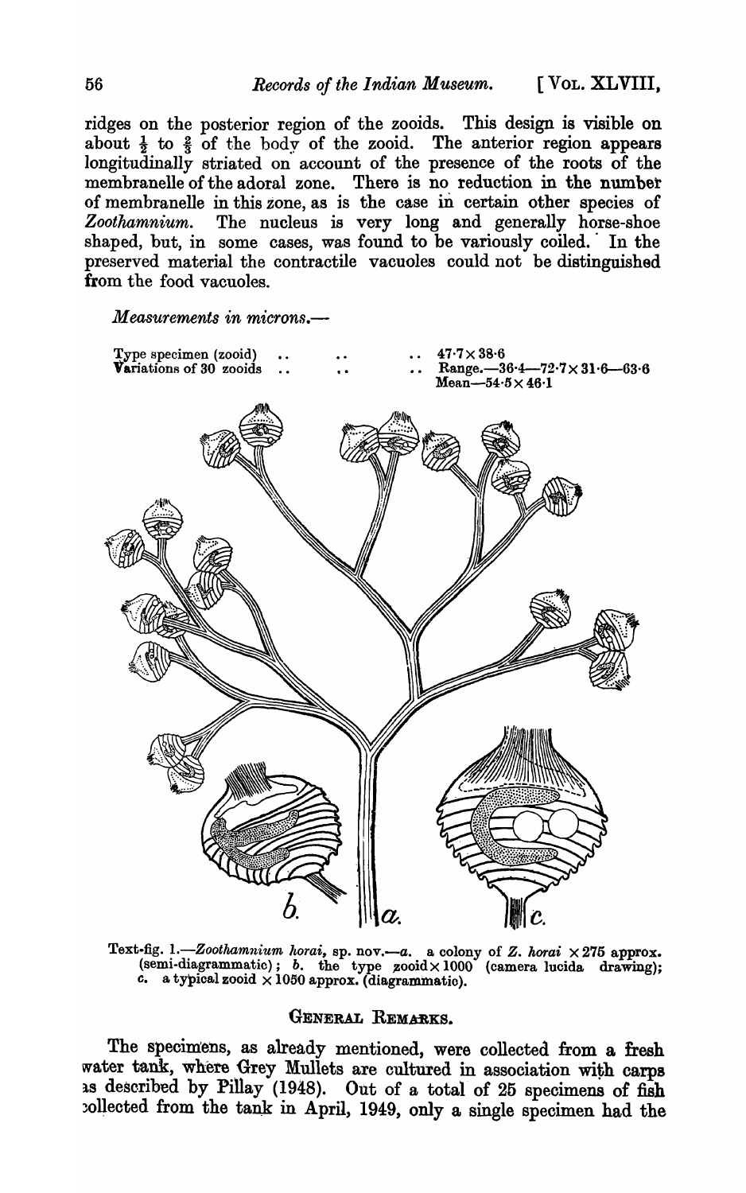ridges on the posterior region of the zooids. This design is visible on about $\frac{1}{2}$ to $\frac{2}{3}$ of the body of the zooid. The anterior region appears longitudinally striated on account of the presence of the roots of the membranelle of the adoral zone. There is no reduction in the number of membranelle in this zone, as is the case in certain other species of *Zoothamnium*. The nucleus is very long and generally horse-shoe shaped, but, in some cases, was found to be variously coiled. In the preserved material the contractile vacuoles could not be distinguished from the food vacuoles.

*Measurements in microns.*—

| | |
|---|---|
| Type specimen (zooid) .. .. .. | $47{\cdot}7 \times 38{\cdot}6$ |
| Variations of 30 zooids .. .. .. | Range.—$36{\cdot}4$—$72{\cdot}7 \times 31{\cdot}6$—$63{\cdot}6$ <br> Mean—$54{\cdot}5 \times 46{\cdot}1$ |

Text-fig. 1.—*Zoothamnium horai*, sp. nov.—*a.* a colony of *Z. horai* $\times 275$ approx. (semi-diagrammatic); *b.* the type zooid $\times 1000$ (camera lucida drawing); *c.* a typical zooid $\times 1050$ approx. (diagrammatic).

## General Remarks.

The specimens, as already mentioned, were collected from a fresh water tank, where Grey Mullets are cultured in association with carps as described by Pillay (1948). Out of a total of 25 specimens of fish collected from the tank in April, 1949, only a single specimen had the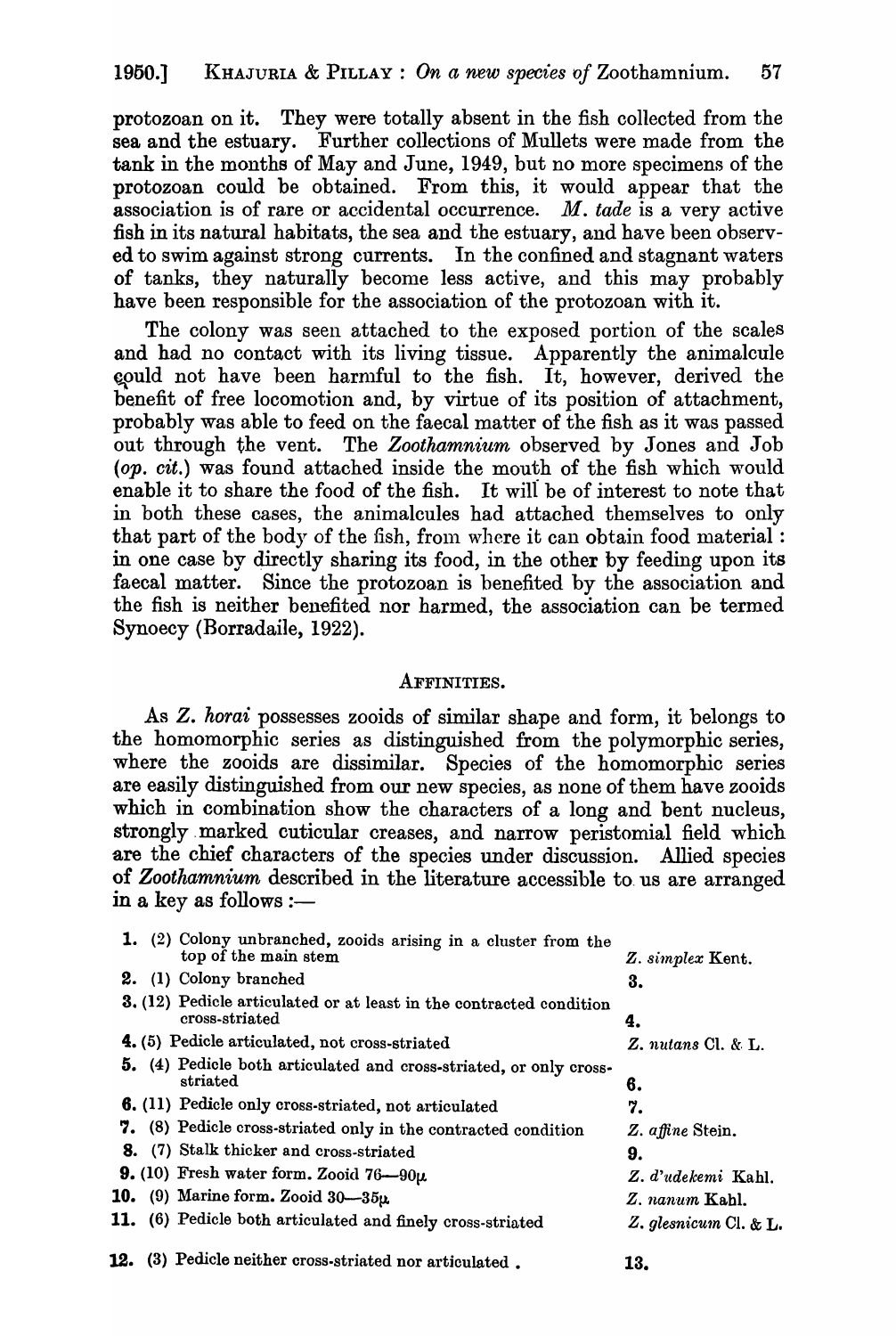protozoan on it. They were totally absent in the fish collected from the sea and the estuary. Further collections of Mullets were made from the tank in the months of May and June, 1949, but no more specimens of the protozoan could be obtained. From this, it would appear that the association is of rare or accidental occurrence. *M. tade* is a very active fish in its natural habitats, the sea and the estuary, and have been observed to swim against strong currents. In the confined and stagnant waters of tanks, they naturally become less active, and this may probably have been responsible for the association of the protozoan with it.

The colony was seen attached to the exposed portion of the scales and had no contact with its living tissue. Apparently the animalcule could not have been harmful to the fish. It, however, derived the benefit of free locomotion and, by virtue of its position of attachment, probably was able to feed on the faecal matter of the fish as it was passed out through the vent. The *Zoothamnium* observed by Jones and Job (*op. cit.*) was found attached inside the mouth of the fish which would enable it to share the food of the fish. It will be of interest to note that in both these cases, the animalcules had attached themselves to only that part of the body of the fish, from where it can obtain food material: in one case by directly sharing its food, in the other by feeding upon its faecal matter. Since the protozoan is benefited by the association and the fish is neither benefited nor harmed, the association can be termed Synoecy (Borradaile, 1922).

## AFFINITIES.

As *Z. horai* possesses zooids of similar shape and form, it belongs to the homomorphic series as distinguished from the polymorphic series, where the zooids are dissimilar. Species of the homomorphic series are easily distinguished from our new species, as none of them have zooids which in combination show the characters of a long and bent nucleus, strongly marked cuticular creases, and narrow peristomial field which are the chief characters of the species under discussion. Allied species of *Zoothamnium* described in the literature accessible to us are arranged in a key as follows :—

| | |
|---|---|
| **1.** (2) Colony unbranched, zooids arising in a cluster from the top of the main stem | *Z. simplex* Kent. |
| **2.** (1) Colony branched | **3.** |
| **3.** (12) Pedicle articulated or at least in the contracted condition cross-striated | **4.** |
| **4.** (5) Pedicle articulated, not cross-striated | *Z. nutans* Cl. & L. |
| **5.** (4) Pedicle both articulated and cross-striated, or only cross-striated | **6.** |
| **6.** (11) Pedicle only cross-striated, not articulated | **7.** |
| **7.** (8) Pedicle cross-striated only in the contracted condition | *Z. affine* Stein. |
| **8.** (7) Stalk thicker and cross-striated | **9.** |
| **9.** (10) Fresh water form. Zooid 76—90μ | *Z. d'udekemi* Kahl. |
| **10.** (9) Marine form. Zooid 30—35μ | *Z. nanum* Kahl. |
| **11.** (6) Pedicle both articulated and finely cross-striated | *Z. glesnicum* Cl. & L. |
| **12.** (3) Pedicle neither cross-striated nor articulated . | **13.** |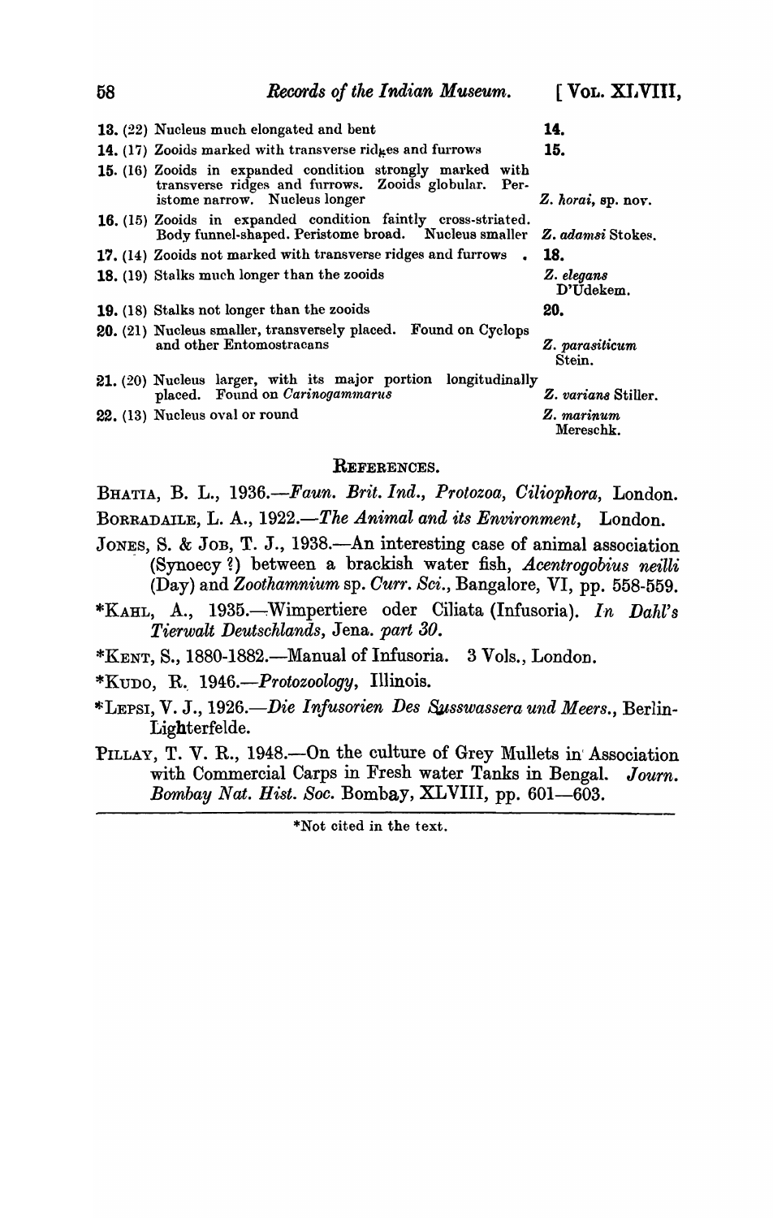| | | |
|---|---|---|
| **13.** (22) | Nucleus much elongated and bent | **14.** |
| **14.** (17) | Zooids marked with transverse ridges and furrows | **15.** |
| **15.** (16) | Zooids in expanded condition strongly marked with transverse ridges and furrows. Zooids globular. Peristome narrow. Nucleus longer | *Z. horai*, sp. nov. |
| **16.** (15) | Zooids in expanded condition faintly cross-striated. Body funnel-shaped. Peristome broad. Nucleus smaller | *Z. adamsi* Stokes. |
| **17.** (14) | Zooids not marked with transverse ridges and furrows | **18.** |
| **18.** (19) | Stalks much longer than the zooids | *Z. elegans* D'Udekem. |
| **19.** (18) | Stalks not longer than the zooids | **20.** |
| **20.** (21) | Nucleus smaller, transversely placed. Found on Cyclops and other Entomostracans | *Z. parasiticum* Stein. |
| **21.** (20) | Nucleus larger, with its major portion longitudinally placed. Found on *Carinogammarus* | *Z. varians* Stiller. |
| **22.** (13) | Nucleus oval or round | *Z. marinum* Mereschk. |

## REFERENCES.

BHATIA, B. L., 1936.—*Faun. Brit. Ind., Protozoa, Ciliophora,* London.

BORRADAILE, L. A., 1922.—*The Animal and its Environment,* London.

JONES, S. & JOB, T. J., 1938.—An interesting case of animal association (Synoecy ?) between a brackish water fish, *Acentrogobius neilli* (Day) and *Zoothamnium* sp. *Curr. Sci.*, Bangalore, VI, pp. 558-559.

*KAHL, A., 1935.—Wimpertiere oder Ciliata (Infusoria). *In Dahl's Tierwalt Deutschlands*, Jena. *part 30.*

*KENT, S., 1880-1882.—Manual of Infusoria. 3 Vols., London.

*KUDO, R. 1946.—*Protozoology,* Illinois.

*LEPSI, V. J., 1926.—*Die Infusorien Des Susswassera und Meers.*, Berlin-Lighterfelde.

PILLAY, T. V. R., 1948.—On the culture of Grey Mullets in Association with Commercial Carps in Fresh water Tanks in Bengal. *Journ. Bombay Nat. Hist. Soc.* Bombay, XLVIII, pp. 601—603.

*Not cited in the text.